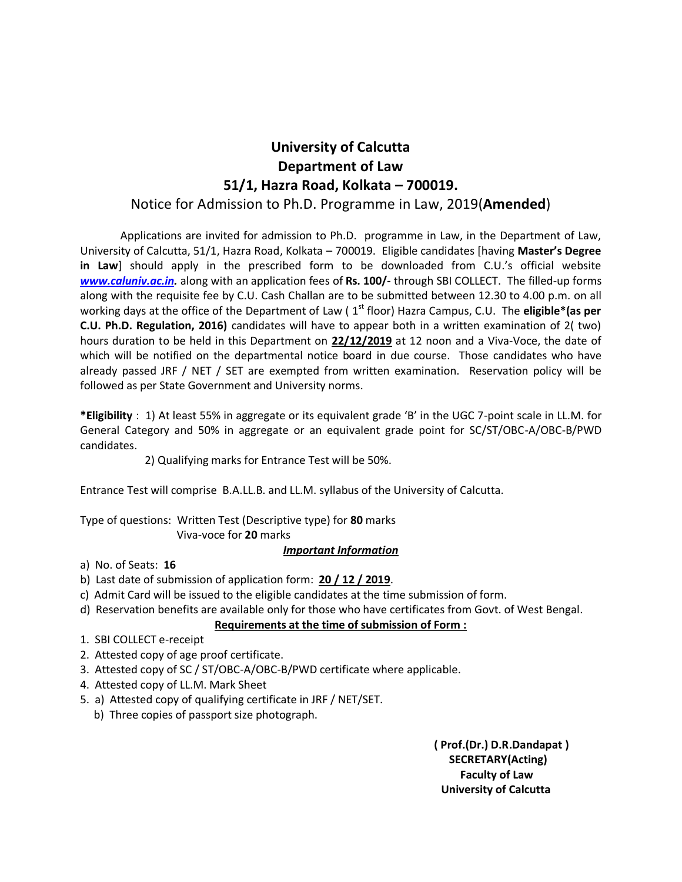# University of Calcutta
## Department of Law
## 51/1, Hazra Road, Kolkata – 700019.

Notice for Admission to Ph.D. Programme in Law, 2019(**Amended**)

Applications are invited for admission to Ph.D. programme in Law, in the Department of Law, University of Calcutta, 51/1, Hazra Road, Kolkata – 700019. Eligible candidates [having **Master's Degree in Law**] should apply in the prescribed form to be downloaded from C.U.'s official website ***www.caluniv.ac.in.*** along with an application fees of **Rs. 100/-** through SBI COLLECT. The filled-up forms along with the requisite fee by C.U. Cash Challan are to be submitted between 12.30 to 4.00 p.m. on all working days at the office of the Department of Law ( 1st floor) Hazra Campus, C.U. The **eligible*(as per C.U. Ph.D. Regulation, 2016)** candidates will have to appear both in a written examination of 2( two) hours duration to be held in this Department on **22/12/2019** at 12 noon and a Viva-Voce, the date of which will be notified on the departmental notice board in due course. Those candidates who have already passed JRF / NET / SET are exempted from written examination. Reservation policy will be followed as per State Government and University norms.

***Eligibility** : 1) At least 55% in aggregate or its equivalent grade 'B' in the UGC 7-point scale in LL.M. for General Category and 50% in aggregate or an equivalent grade point for SC/ST/OBC-A/OBC-B/PWD candidates.

2) Qualifying marks for Entrance Test will be 50%.

Entrance Test will comprise B.A.LL.B. and LL.M. syllabus of the University of Calcutta.

Type of questions: Written Test (Descriptive type) for **80** marks
Viva-voce for **20** marks

***Important Information***

a) No. of Seats: **16**
b) Last date of submission of application form: **20 / 12 / 2019**.
c) Admit Card will be issued to the eligible candidates at the time submission of form.
d) Reservation benefits are available only for those who have certificates from Govt. of West Bengal.

**Requirements at the time of submission of Form :**

1. SBI COLLECT e-receipt
2. Attested copy of age proof certificate.
3. Attested copy of SC / ST/OBC-A/OBC-B/PWD certificate where applicable.
4. Attested copy of LL.M. Mark Sheet
5. a) Attested copy of qualifying certificate in JRF / NET/SET.
   b) Three copies of passport size photograph.

**( Prof.(Dr.) D.R.Dandapat )**
**SECRETARY(Acting)**
**Faculty of Law**
**University of Calcutta**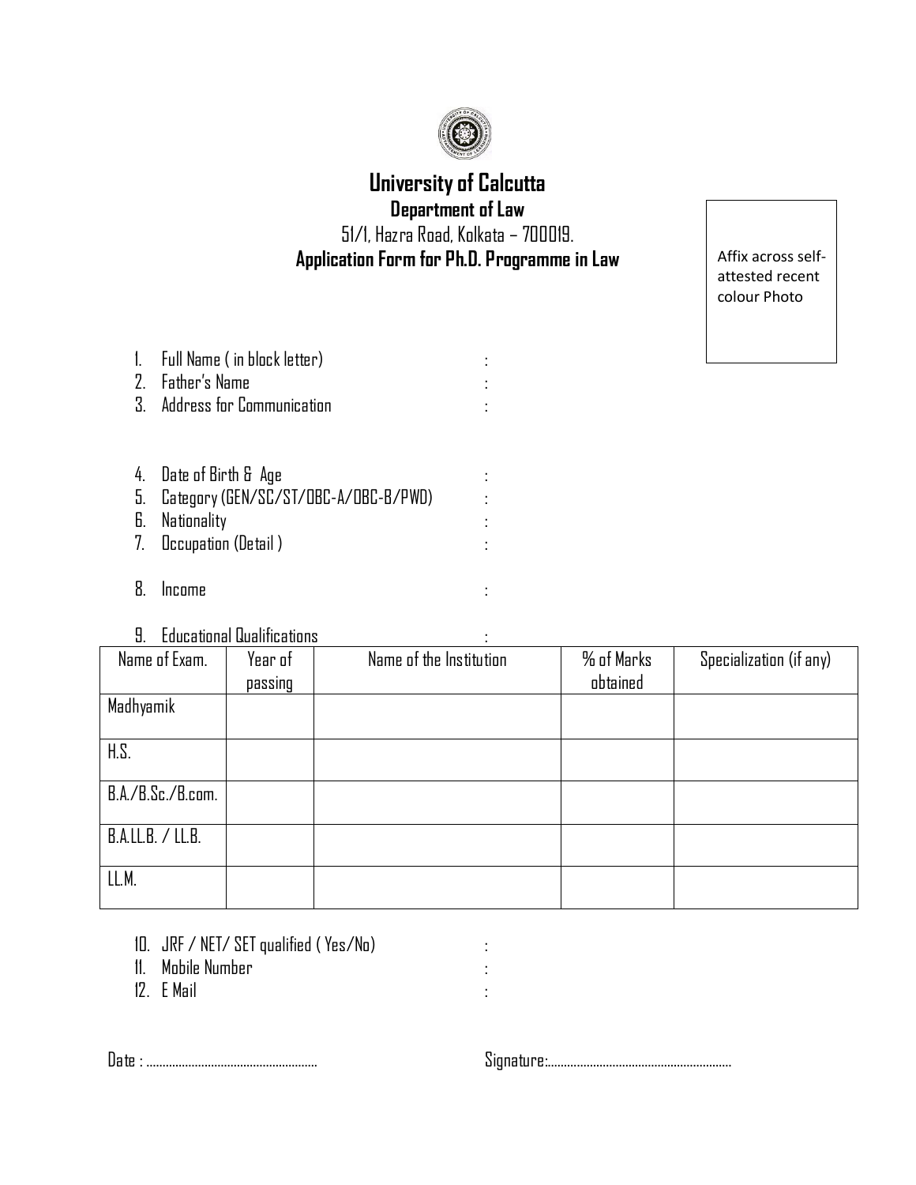# University of Calcutta

## Department of Law

51/1, Hazra Road, Kolkata – 700019.

**Application Form for Ph.D. Programme in Law**

Affix across self-attested recent colour Photo

1. Full Name ( in block letter) :
2. Father's Name :
3. Address for Communication :

4. Date of Birth & Age :
5. Category (GEN/SC/ST/OBC-A/OBC-B/PWD) :
6. Nationality :
7. Occupation (Detail ) :

8. Income :

9. Educational Qualifications :

| Name of Exam. | Year of passing | Name of the Institution | % of Marks obtained | Specialization (if any) |
|---|---|---|---|---|
| Madhyamik | | | | |
| H.S. | | | | |
| B.A./B.Sc./B.com. | | | | |
| B.A.LL.B. / LL.B. | | | | |
| LL.M. | | | | |

10. JRF / NET/ SET qualified ( Yes/No) :
11. Mobile Number :
12. E Mail :

Date : ..................................................... Signature:........................................................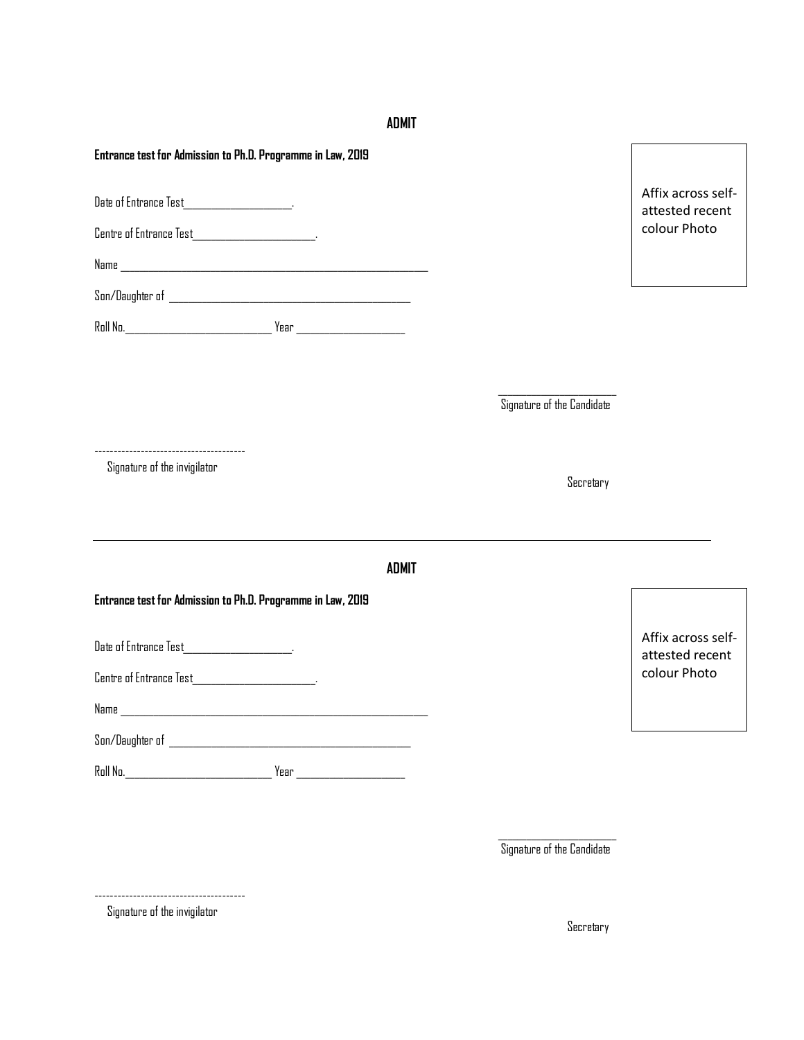## ADMIT

**Entrance test for Admission to Ph.D. Programme in Law, 2019**

Affix across self-attested recent colour Photo

Date of Entrance Test___________________.

Centre of Entrance Test_____________________.

Name _________________________________________________________

Son/Daughter of ___________________________________________

Roll No.___________________________ Year ___________________

_____________________
Signature of the Candidate

---------------------------------------
Signature of the invigilator

Secretary

---

## ADMIT

**Entrance test for Admission to Ph.D. Programme in Law, 2019**

Affix across self-attested recent colour Photo

Date of Entrance Test___________________.

Centre of Entrance Test_____________________.

Name _________________________________________________________

Son/Daughter of ___________________________________________

Roll No.___________________________ Year ___________________

_____________________
Signature of the Candidate

---------------------------------------
Signature of the invigilator

Secretary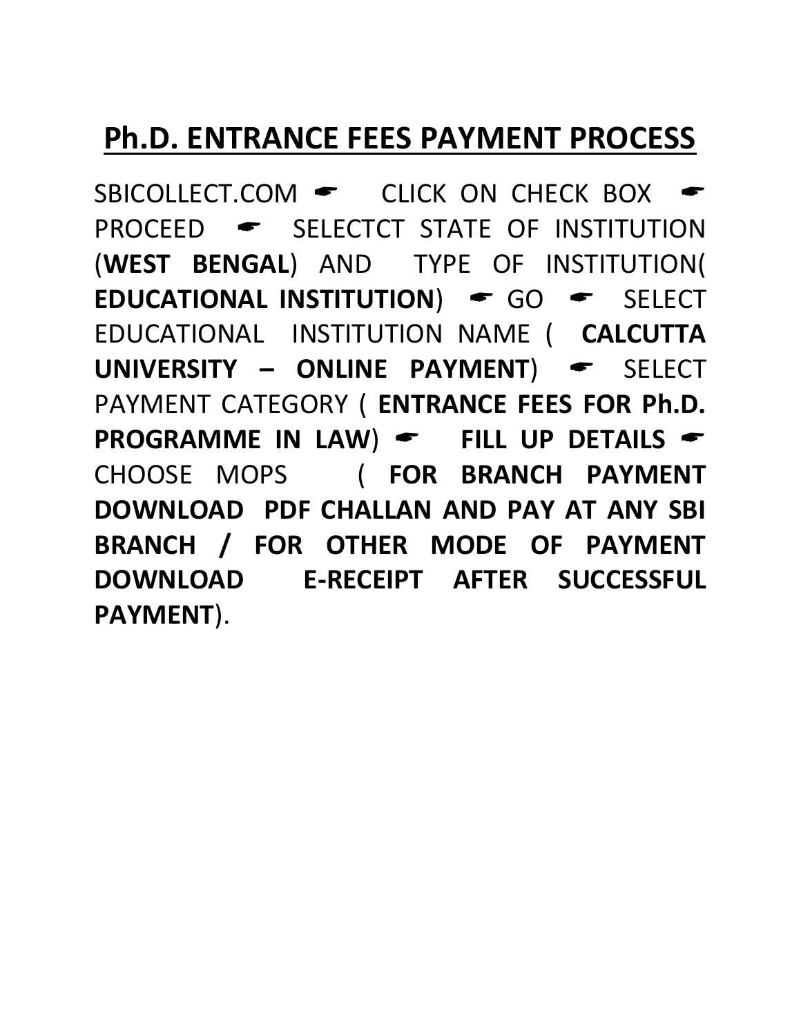# **Ph.D. ENTRANCE FEES PAYMENT PROCESS**

SBICOLLECT.COM ☚ CLICK ON CHECK BOX ☚ PROCEED ☚ SELECTCT STATE OF INSTITUTION (**WEST BENGAL**) AND TYPE OF INSTITUTION( **EDUCATIONAL INSTITUTION**) ☚ GO ☚ SELECT EDUCATIONAL INSTITUTION NAME ( **CALCUTTA UNIVERSITY – ONLINE PAYMENT**) ☚ SELECT PAYMENT CATEGORY ( **ENTRANCE FEES FOR Ph.D. PROGRAMME IN LAW**) ☚ **FILL UP DETAILS** ☚ CHOOSE MOPS ( **FOR BRANCH PAYMENT DOWNLOAD PDF CHALLAN AND PAY AT ANY SBI BRANCH / FOR OTHER MODE OF PAYMENT DOWNLOAD E-RECEIPT AFTER SUCCESSFUL PAYMENT**).